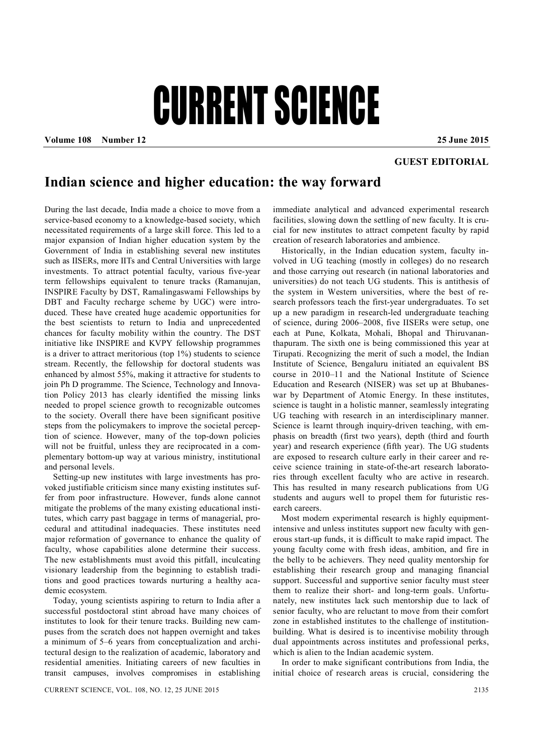# CURRENT SCIENCE

**Volume 108 Number 12** **25 June 2015**

**GUEST EDITORIAL**

## Indian science and higher education: the way forward

During the last decade, India made a choice to move from a service-based economy to a knowledge-based society, which necessitated requirements of a large skill force. This led to a major expansion of Indian higher education system by the Government of India in establishing several new institutes such as IISERs, more IITs and Central Universities with large investments. To attract potential faculty, various five-year term fellowships equivalent to tenure tracks (Ramanujan, INSPIRE Faculty by DST, Ramalingaswami Fellowships by DBT and Faculty recharge scheme by UGC) were introduced. These have created huge academic opportunities for the best scientists to return to India and unprecedented chances for faculty mobility within the country. The DST initiative like INSPIRE and KVPY fellowship programmes is a driver to attract meritorious (top 1%) students to science stream. Recently, the fellowship for doctoral students was enhanced by almost 55%, making it attractive for students to join Ph D programme. The Science, Technology and Innovation Policy 2013 has clearly identified the missing links needed to propel science growth to recognizable outcomes to the society. Overall there have been significant positive steps from the policymakers to improve the societal perception of science. However, many of the top-down policies will not be fruitful, unless they are reciprocated in a complementary bottom-up way at various ministry, institutional and personal levels.

Setting-up new institutes with large investments has provoked justifiable criticism since many existing institutes suffer from poor infrastructure. However, funds alone cannot mitigate the problems of the many existing educational institutes, which carry past baggage in terms of managerial, procedural and attitudinal inadequacies. These institutes need major reformation of governance to enhance the quality of faculty, whose capabilities alone determine their success. The new establishments must avoid this pitfall, inculcating visionary leadership from the beginning to establish traditions and good practices towards nurturing a healthy academic ecosystem.

Today, young scientists aspiring to return to India after a successful postdoctoral stint abroad have many choices of institutes to look for their tenure tracks. Building new campuses from the scratch does not happen overnight and takes a minimum of 5–6 years from conceptualization and architectural design to the realization of academic, laboratory and residential amenities. Initiating careers of new faculties in transit campuses, involves compromises in establishing immediate analytical and advanced experimental research facilities, slowing down the settling of new faculty. It is crucial for new institutes to attract competent faculty by rapid creation of research laboratories and ambience.

Historically, in the Indian education system, faculty involved in UG teaching (mostly in colleges) do no research and those carrying out research (in national laboratories and universities) do not teach UG students. This is antithesis of the system in Western universities, where the best of research professors teach the first-year undergraduates. To set up a new paradigm in research-led undergraduate teaching of science, during 2006–2008, five IISERs were setup, one each at Pune, Kolkata, Mohali, Bhopal and Thiruvananthapuram. The sixth one is being commissioned this year at Tirupati. Recognizing the merit of such a model, the Indian Institute of Science, Bengaluru initiated an equivalent BS course in 2010–11 and the National Institute of Science Education and Research (NISER) was set up at Bhubaneswar by Department of Atomic Energy. In these institutes, science is taught in a holistic manner, seamlessly integrating UG teaching with research in an interdisciplinary manner. Science is learnt through inquiry-driven teaching, with emphasis on breadth (first two years), depth (third and fourth year) and research experience (fifth year). The UG students are exposed to research culture early in their career and receive science training in state-of-the-art research laboratories through excellent faculty who are active in research. This has resulted in many research publications from UG students and augurs well to propel them for futuristic research careers.

Most modern experimental research is highly equipment-intensive and unless institutes support new faculty with generous start-up funds, it is difficult to make rapid impact. The young faculty come with fresh ideas, ambition, and fire in the belly to be achievers. They need quality mentorship for establishing their research group and managing financial support. Successful and supportive senior faculty must steer them to realize their short- and long-term goals. Unfortunately, new institutes lack such mentorship due to lack of senior faculty, who are reluctant to move from their comfort zone in established institutes to the challenge of institution-building. What is desired is to incentivise mobility through dual appointments across institutes and professional perks, which is alien to the Indian academic system.

In order to make significant contributions from India, the initial choice of research areas is crucial, considering the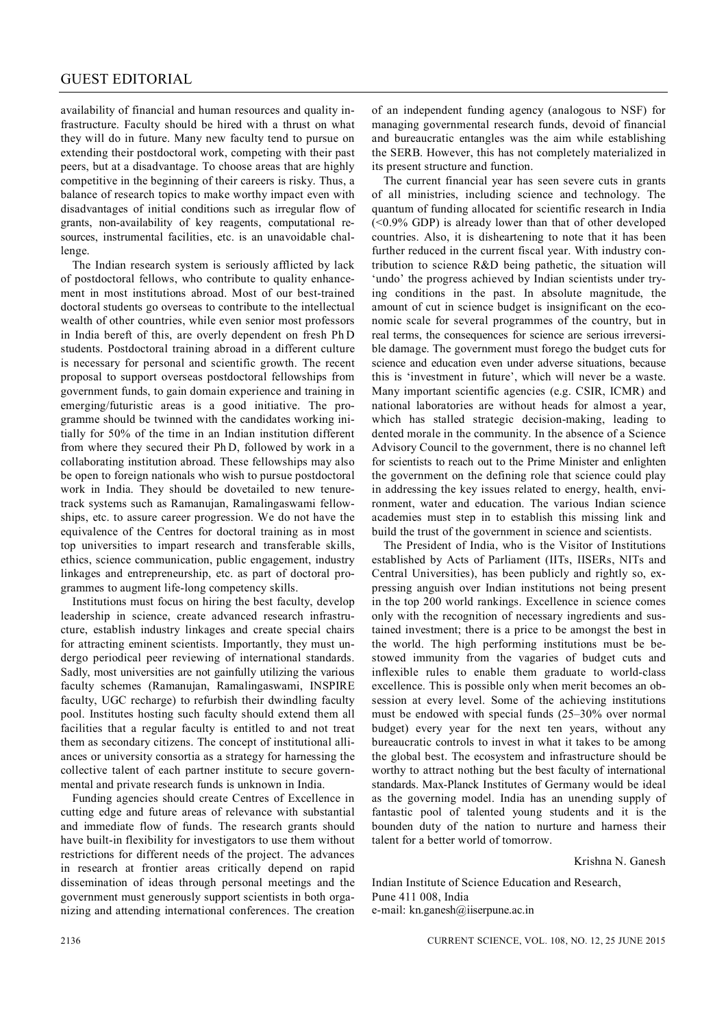availability of financial and human resources and quality infrastructure. Faculty should be hired with a thrust on what they will do in future. Many new faculty tend to pursue on extending their postdoctoral work, competing with their past peers, but at a disadvantage. To choose areas that are highly competitive in the beginning of their careers is risky. Thus, a balance of research topics to make worthy impact even with disadvantages of initial conditions such as irregular flow of grants, non-availability of key reagents, computational resources, instrumental facilities, etc. is an unavoidable challenge.

The Indian research system is seriously afflicted by lack of postdoctoral fellows, who contribute to quality enhancement in most institutions abroad. Most of our best-trained doctoral students go overseas to contribute to the intellectual wealth of other countries, while even senior most professors in India bereft of this, are overly dependent on fresh Ph D students. Postdoctoral training abroad in a different culture is necessary for personal and scientific growth. The recent proposal to support overseas postdoctoral fellowships from government funds, to gain domain experience and training in emerging/futuristic areas is a good initiative. The programme should be twinned with the candidates working initially for 50% of the time in an Indian institution different from where they secured their Ph D, followed by work in a collaborating institution abroad. These fellowships may also be open to foreign nationals who wish to pursue postdoctoral work in India. They should be dovetailed to new tenure-track systems such as Ramanujan, Ramalingaswami fellowships, etc. to assure career progression. We do not have the equivalence of the Centres for doctoral training as in most top universities to impart research and transferable skills, ethics, science communication, public engagement, industry linkages and entrepreneurship, etc. as part of doctoral programmes to augment life-long competency skills.

Institutions must focus on hiring the best faculty, develop leadership in science, create advanced research infrastructure, establish industry linkages and create special chairs for attracting eminent scientists. Importantly, they must undergo periodical peer reviewing of international standards. Sadly, most universities are not gainfully utilizing the various faculty schemes (Ramanujan, Ramalingaswami, INSPIRE faculty, UGC recharge) to refurbish their dwindling faculty pool. Institutes hosting such faculty should extend them all facilities that a regular faculty is entitled to and not treat them as secondary citizens. The concept of institutional alliances or university consortia as a strategy for harnessing the collective talent of each partner institute to secure governmental and private research funds is unknown in India.

Funding agencies should create Centres of Excellence in cutting edge and future areas of relevance with substantial and immediate flow of funds. The research grants should have built-in flexibility for investigators to use them without restrictions for different needs of the project. The advances in research at frontier areas critically depend on rapid dissemination of ideas through personal meetings and the government must generously support scientists in both organizing and attending international conferences. The creation of an independent funding agency (analogous to NSF) for managing governmental research funds, devoid of financial and bureaucratic entangles was the aim while establishing the SERB. However, this has not completely materialized in its present structure and function.

The current financial year has seen severe cuts in grants of all ministries, including science and technology. The quantum of funding allocated for scientific research in India (<0.9% GDP) is already lower than that of other developed countries. Also, it is disheartening to note that it has been further reduced in the current fiscal year. With industry contribution to science R&D being pathetic, the situation will 'undo' the progress achieved by Indian scientists under trying conditions in the past. In absolute magnitude, the amount of cut in science budget is insignificant on the economic scale for several programmes of the country, but in real terms, the consequences for science are serious irreversible damage. The government must forego the budget cuts for science and education even under adverse situations, because this is 'investment in future', which will never be a waste. Many important scientific agencies (e.g. CSIR, ICMR) and national laboratories are without heads for almost a year, which has stalled strategic decision-making, leading to dented morale in the community. In the absence of a Science Advisory Council to the government, there is no channel left for scientists to reach out to the Prime Minister and enlighten the government on the defining role that science could play in addressing the key issues related to energy, health, environment, water and education. The various Indian science academies must step in to establish this missing link and build the trust of the government in science and scientists.

The President of India, who is the Visitor of Institutions established by Acts of Parliament (IITs, IISERs, NITs and Central Universities), has been publicly and rightly so, expressing anguish over Indian institutions not being present in the top 200 world rankings. Excellence in science comes only with the recognition of necessary ingredients and sustained investment; there is a price to be amongst the best in the world. The high performing institutions must be bestowed immunity from the vagaries of budget cuts and inflexible rules to enable them graduate to world-class excellence. This is possible only when merit becomes an obsession at every level. Some of the achieving institutions must be endowed with special funds (25–30% over normal budget) every year for the next ten years, without any bureaucratic controls to invest in what it takes to be among the global best. The ecosystem and infrastructure should be worthy to attract nothing but the best faculty of international standards. Max-Planck Institutes of Germany would be ideal as the governing model. India has an unending supply of fantastic pool of talented young students and it is the bounden duty of the nation to nurture and harness their talent for a better world of tomorrow.

Krishna N. Ganesh

Indian Institute of Science Education and Research,
Pune 411 008, India
e-mail: kn.ganesh@iiserpune.ac.in